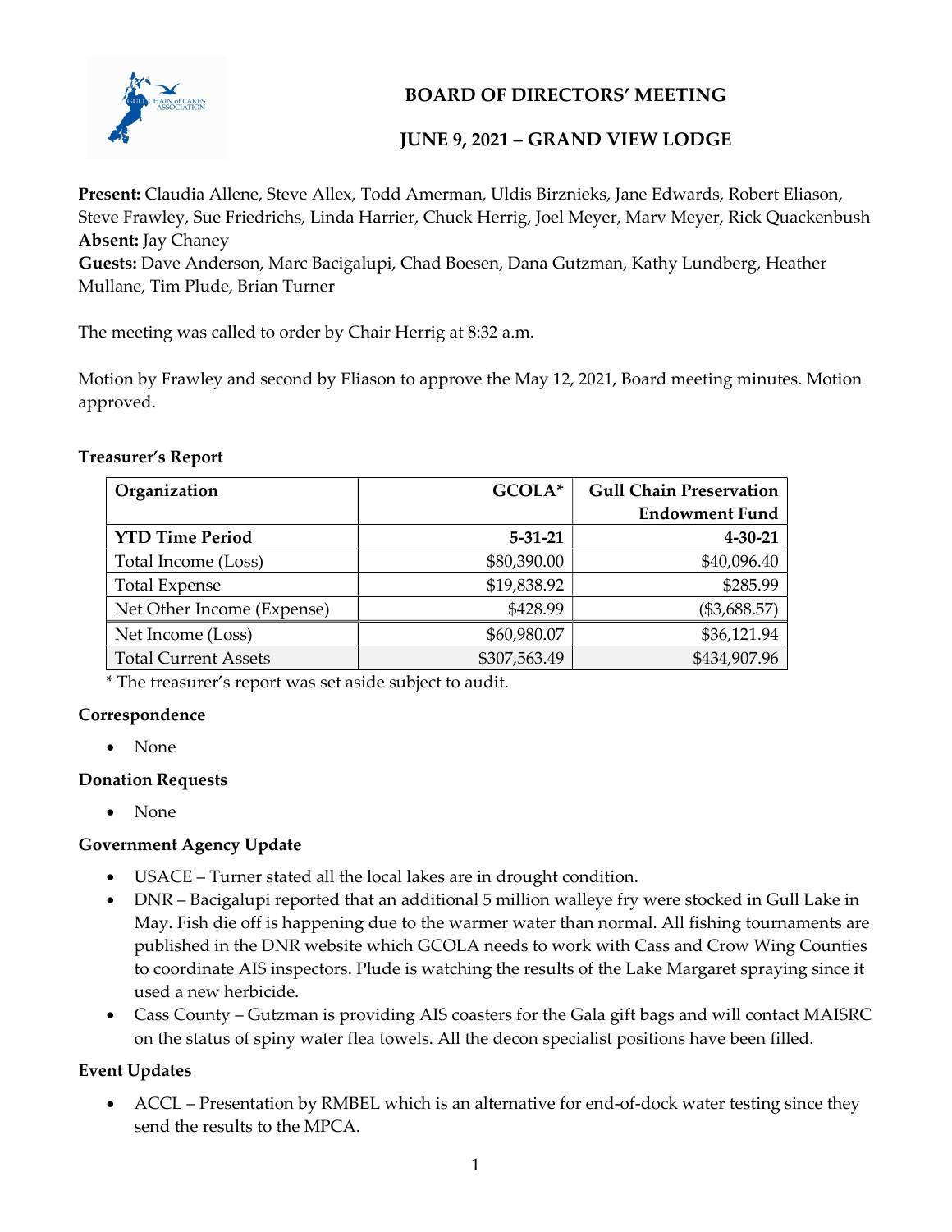# BOARD OF DIRECTORS' MEETING

## JUNE 9, 2021 – GRAND VIEW LODGE

**Present:** Claudia Allene, Steve Allex, Todd Amerman, Uldis Birznieks, Jane Edwards, Robert Eliason, Steve Frawley, Sue Friedrichs, Linda Harrier, Chuck Herrig, Joel Meyer, Marv Meyer, Rick Quackenbush
**Absent:** Jay Chaney
**Guests:** Dave Anderson, Marc Bacigalupi, Chad Boesen, Dana Gutzman, Kathy Lundberg, Heather Mullane, Tim Plude, Brian Turner

The meeting was called to order by Chair Herrig at 8:32 a.m.

Motion by Frawley and second by Eliason to approve the May 12, 2021, Board meeting minutes. Motion approved.

**Treasurer's Report**

| Organization | GCOLA* | Gull Chain Preservation Endowment Fund |
|---|---:|---:|
| **YTD Time Period** | **5-31-21** | **4-30-21** |
| Total Income (Loss) | $80,390.00 | $40,096.40 |
| Total Expense | $19,838.92 | $285.99 |
| Net Other Income (Expense) | $428.99 | ($3,688.57) |
| Net Income (Loss) | $60,980.07 | $36,121.94 |
| Total Current Assets | $307,563.49 | $434,907.96 |

\* The treasurer's report was set aside subject to audit.

**Correspondence**

- None

**Donation Requests**

- None

**Government Agency Update**

- USACE – Turner stated all the local lakes are in drought condition.
- DNR – Bacigalupi reported that an additional 5 million walleye fry were stocked in Gull Lake in May. Fish die off is happening due to the warmer water than normal. All fishing tournaments are published in the DNR website which GCOLA needs to work with Cass and Crow Wing Counties to coordinate AIS inspectors. Plude is watching the results of the Lake Margaret spraying since it used a new herbicide.
- Cass County – Gutzman is providing AIS coasters for the Gala gift bags and will contact MAISRC on the status of spiny water flea towels. All the decon specialist positions have been filled.

**Event Updates**

- ACCL – Presentation by RMBEL which is an alternative for end-of-dock water testing since they send the results to the MPCA.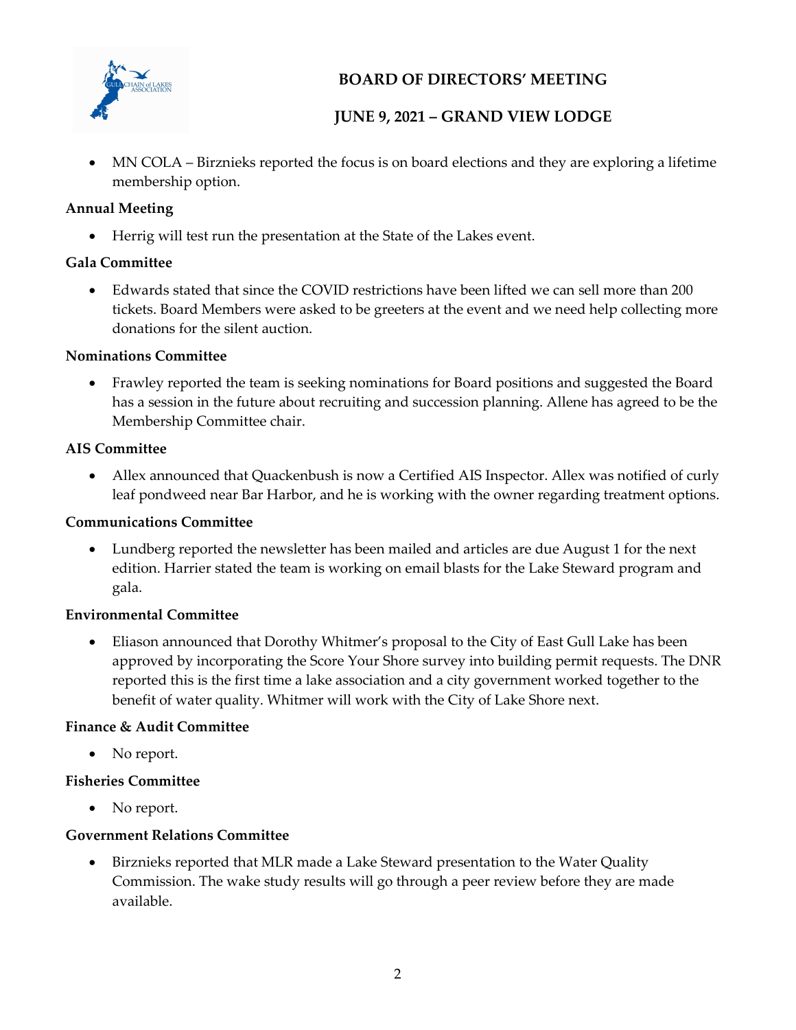- MN COLA – Birznieks reported the focus is on board elections and they are exploring a lifetime membership option.

**Annual Meeting**

- Herrig will test run the presentation at the State of the Lakes event.

**Gala Committee**

- Edwards stated that since the COVID restrictions have been lifted we can sell more than 200 tickets. Board Members were asked to be greeters at the event and we need help collecting more donations for the silent auction.

**Nominations Committee**

- Frawley reported the team is seeking nominations for Board positions and suggested the Board has a session in the future about recruiting and succession planning. Allene has agreed to be the Membership Committee chair.

**AIS Committee**

- Allex announced that Quackenbush is now a Certified AIS Inspector. Allex was notified of curly leaf pondweed near Bar Harbor, and he is working with the owner regarding treatment options.

**Communications Committee**

- Lundberg reported the newsletter has been mailed and articles are due August 1 for the next edition. Harrier stated the team is working on email blasts for the Lake Steward program and gala.

**Environmental Committee**

- Eliason announced that Dorothy Whitmer's proposal to the City of East Gull Lake has been approved by incorporating the Score Your Shore survey into building permit requests. The DNR reported this is the first time a lake association and a city government worked together to the benefit of water quality. Whitmer will work with the City of Lake Shore next.

**Finance & Audit Committee**

- No report.

**Fisheries Committee**

- No report.

**Government Relations Committee**

- Birznieks reported that MLR made a Lake Steward presentation to the Water Quality Commission. The wake study results will go through a peer review before they are made available.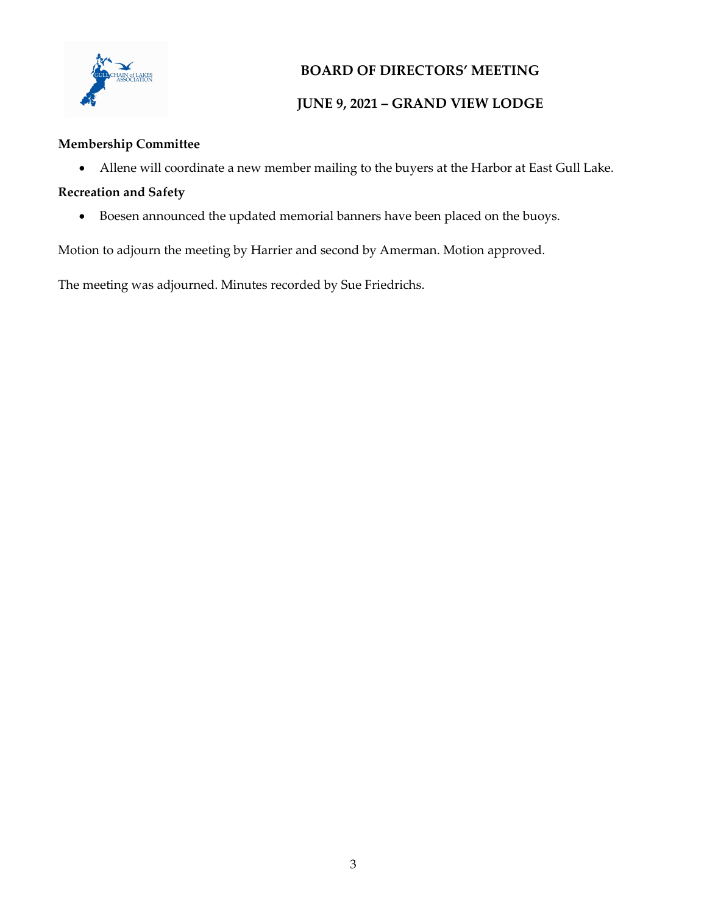**Membership Committee**

- Allene will coordinate a new member mailing to the buyers at the Harbor at East Gull Lake.

**Recreation and Safety**

- Boesen announced the updated memorial banners have been placed on the buoys.

Motion to adjourn the meeting by Harrier and second by Amerman. Motion approved.

The meeting was adjourned. Minutes recorded by Sue Friedrichs.